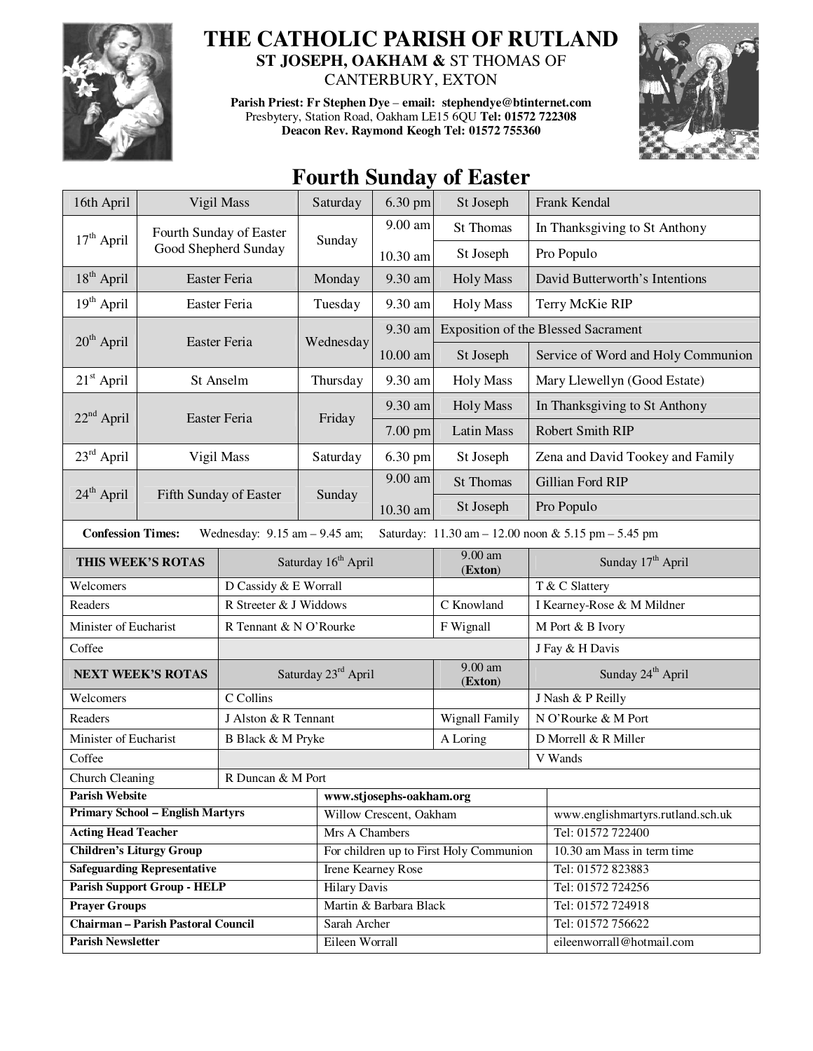# THE CATHOLIC PARISH OF RUTLAND

**ST JOSEPH, OAKHAM &** ST THOMAS OF CANTERBURY, EXTON

**Parish Priest: Fr Stephen Dye – email: stephendye@btinternet.com**
Presbytery, Station Road, Oakham LE15 6QU **Tel: 01572 722308**
**Deacon Rev. Raymond Keogh Tel: 01572 755360**

## Fourth Sunday of Easter

| | | | | | |
|---|---|---|---|---|---|
| 16th April | Vigil Mass | Saturday | 6.30 pm | St Joseph | Frank Kendal |
| 17th April | Fourth Sunday of Easter Good Shepherd Sunday | Sunday | 9.00 am | St Thomas | In Thanksgiving to St Anthony |
| | | | 10.30 am | St Joseph | Pro Populo |
| 18th April | Easter Feria | Monday | 9.30 am | Holy Mass | David Butterworth's Intentions |
| 19th April | Easter Feria | Tuesday | 9.30 am | Holy Mass | Terry McKie RIP |
| 20th April | Easter Feria | Wednesday | 9.30 am | Exposition of the Blessed Sacrament | |
| | | | 10.00 am | St Joseph | Service of Word and Holy Communion |
| 21st April | St Anselm | Thursday | 9.30 am | Holy Mass | Mary Llewellyn (Good Estate) |
| 22nd April | Easter Feria | Friday | 9.30 am | Holy Mass | In Thanksgiving to St Anthony |
| | | | 7.00 pm | Latin Mass | Robert Smith RIP |
| 23rd April | Vigil Mass | Saturday | 6.30 pm | St Joseph | Zena and David Tookey and Family |
| 24th April | Fifth Sunday of Easter | Sunday | 9.00 am | St Thomas | Gillian Ford RIP |
| | | | 10.30 am | St Joseph | Pro Populo |

**Confession Times:** Wednesday: 9.15 am – 9.45 am; Saturday: 11.30 am – 12.00 noon & 5.15 pm – 5.45 pm

| **THIS WEEK'S ROTAS** | Saturday 16th April | 9.00 am (**Exton**) | Sunday 17th April |
|---|---|---|---|
| Welcomers | D Cassidy & E Worrall | | T & C Slattery |
| Readers | R Streeter & J Widdows | C Knowland | I Kearney-Rose & M Mildner |
| Minister of Eucharist | R Tennant & N O'Rourke | F Wignall | M Port & B Ivory |
| Coffee | | | J Fay & H Davis |
| **NEXT WEEK'S ROTAS** | Saturday 23rd April | 9.00 am (**Exton**) | Sunday 24th April |
| Welcomers | C Collins | | J Nash & P Reilly |
| Readers | J Alston & R Tennant | Wignall Family | N O'Rourke & M Port |
| Minister of Eucharist | B Black & M Pryke | A Loring | D Morrell & R Miller |
| Coffee | | | V Wands |
| Church Cleaning | R Duncan & M Port | | |

| | | |
|---|---|---|
| **Parish Website** | **www.stjosephs-oakham.org** | |
| **Primary School – English Martyrs** | Willow Crescent, Oakham | www.englishmartyrs.rutland.sch.uk |
| **Acting Head Teacher** | Mrs A Chambers | Tel: 01572 722400 |
| **Children's Liturgy Group** | For children up to First Holy Communion | 10.30 am Mass in term time |
| **Safeguarding Representative** | Irene Kearney Rose | Tel: 01572 823883 |
| **Parish Support Group - HELP** | Hilary Davis | Tel: 01572 724256 |
| **Prayer Groups** | Martin & Barbara Black | Tel: 01572 724918 |
| **Chairman – Parish Pastoral Council** | Sarah Archer | Tel: 01572 756622 |
| **Parish Newsletter** | Eileen Worrall | eileenworrall@hotmail.com |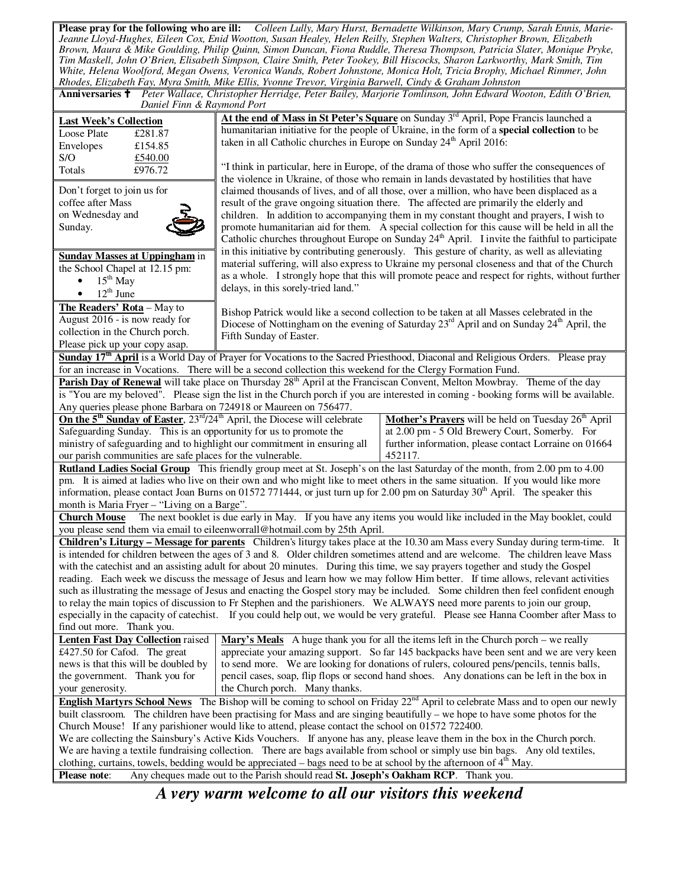**Please pray for the following who are ill:** *Colleen Lully, Mary Hurst, Bernadette Wilkinson, Mary Crump, Sarah Ennis, Marie-Jeanne Lloyd-Hughes, Eileen Cox, Enid Wootton, Susan Healey, Helen Reilly, Stephen Walters, Christopher Brown, Elizabeth Brown, Maura & Mike Goulding, Philip Quinn, Simon Duncan, Fiona Ruddle, Theresa Thompson, Patricia Slater, Monique Pryke, Tim Maskell, John O'Brien, Elisabeth Simpson, Claire Smith, Peter Tookey, Bill Hiscocks, Sharon Larkworthy, Mark Smith, Tim White, Helena Woolford, Megan Owens, Veronica Wands, Robert Johnstone, Monica Holt, Tricia Brophy, Michael Rimmer, John Rhodes, Elizabeth Fay, Myra Smith, Mike Ellis, Yvonne Trevor, Virginia Barwell, Cindy & Graham Johnston*

**Anniversaries ✝** *Peter Wallace, Christopher Herridge, Peter Bailey, Marjorie Tomlinson, John Edward Wooton, Edith O'Brien, Daniel Finn & Raymond Port*

**Last Week's Collection**

| | |
|---|---|
| Loose Plate | £281.87 |
| Envelopes | £154.85 |
| S/O | £540.00 |
| Totals | £976.72 |

Don't forget to join us for coffee after Mass on Wednesday and Sunday.

**Sunday Masses at Uppingham** in the School Chapel at 12.15 pm:

- 15th May
- 12th June

**The Readers' Rota** – May to August 2016 - is now ready for collection in the Church porch. Please pick up your copy asap.

**At the end of Mass in St Peter's Square** on Sunday 3rd April, Pope Francis launched a humanitarian initiative for the people of Ukraine, in the form of a **special collection** to be taken in all Catholic churches in Europe on Sunday 24th April 2016:

"I think in particular, here in Europe, of the drama of those who suffer the consequences of the violence in Ukraine, of those who remain in lands devastated by hostilities that have claimed thousands of lives, and of all those, over a million, who have been displaced as a result of the grave ongoing situation there. The affected are primarily the elderly and children. In addition to accompanying them in my constant thought and prayers, I wish to promote humanitarian aid for them. A special collection for this cause will be held in all the Catholic churches throughout Europe on Sunday 24th April. I invite the faithful to participate in this initiative by contributing generously. This gesture of charity, as well as alleviating material suffering, will also express to Ukraine my personal closeness and that of the Church as a whole. I strongly hope that this will promote peace and respect for rights, without further delays, in this sorely-tried land."

Bishop Patrick would like a second collection to be taken at all Masses celebrated in the Diocese of Nottingham on the evening of Saturday 23rd April and on Sunday 24th April, the Fifth Sunday of Easter.

**Sunday 17th April** is a World Day of Prayer for Vocations to the Sacred Priesthood, Diaconal and Religious Orders. Please pray for an increase in Vocations. There will be a second collection this weekend for the Clergy Formation Fund.

**Parish Day of Renewal** will take place on Thursday 28th April at the Franciscan Convent, Melton Mowbray. Theme of the day is "You are my beloved". Please sign the list in the Church porch if you are interested in coming - booking forms will be available. Any queries please phone Barbara on 724918 or Maureen on 756477.

**On the 5th Sunday of Easter**, 23rd/24th April, the Diocese will celebrate Safeguarding Sunday. This is an opportunity for us to promote the ministry of safeguarding and to highlight our commitment in ensuring all our parish communities are safe places for the vulnerable.

**Mother's Prayers** will be held on Tuesday 26th April at 2.00 pm - 5 Old Brewery Court, Somerby. For further information, please contact Lorraine on 01664 452117.

**Rutland Ladies Social Group** This friendly group meet at St. Joseph's on the last Saturday of the month, from 2.00 pm to 4.00 pm. It is aimed at ladies who live on their own and who might like to meet others in the same situation. If you would like more information, please contact Joan Burns on 01572 771444, or just turn up for 2.00 pm on Saturday 30th April. The speaker this month is Maria Fryer – "Living on a Barge".

**Church Mouse** The next booklet is due early in May. If you have any items you would like included in the May booklet, could you please send them via email to eileenworrall@hotmail.com by 25th April.

**Children's Liturgy – Message for parents** Children's liturgy takes place at the 10.30 am Mass every Sunday during term-time. It is intended for children between the ages of 3 and 8. Older children sometimes attend and are welcome. The children leave Mass with the catechist and an assisting adult for about 20 minutes. During this time, we say prayers together and study the Gospel reading. Each week we discuss the message of Jesus and learn how we may follow Him better. If time allows, relevant activities such as illustrating the message of Jesus and enacting the Gospel story may be included. Some children then feel confident enough to relay the main topics of discussion to Fr Stephen and the parishioners. We ALWAYS need more parents to join our group, especially in the capacity of catechist. If you could help out, we would be very grateful. Please see Hanna Coomber after Mass to find out more. Thank you.

**Lenten Fast Day Collection** raised £427.50 for Cafod. The great news is that this will be doubled by the government. Thank you for your generosity.

**Mary's Meals** A huge thank you for all the items left in the Church porch – we really appreciate your amazing support. So far 145 backpacks have been sent and we are very keen to send more. We are looking for donations of rulers, coloured pens/pencils, tennis balls, pencil cases, soap, flip flops or second hand shoes. Any donations can be left in the box in the Church porch. Many thanks.

**English Martyrs School News** The Bishop will be coming to school on Friday 22nd April to celebrate Mass and to open our newly built classroom. The children have been practising for Mass and are singing beautifully – we hope to have some photos for the Church Mouse! If any parishioner would like to attend, please contact the school on 01572 722400.

We are collecting the Sainsbury's Active Kids Vouchers. If anyone has any, please leave them in the box in the Church porch.

We are having a textile fundraising collection. There are bags available from school or simply use bin bags. Any old textiles, clothing, curtains, towels, bedding would be appreciated – bags need to be at school by the afternoon of 4th May.

**Please note**: Any cheques made out to the Parish should read **St. Joseph's Oakham RCP**. Thank you.

***A very warm welcome to all our visitors this weekend***